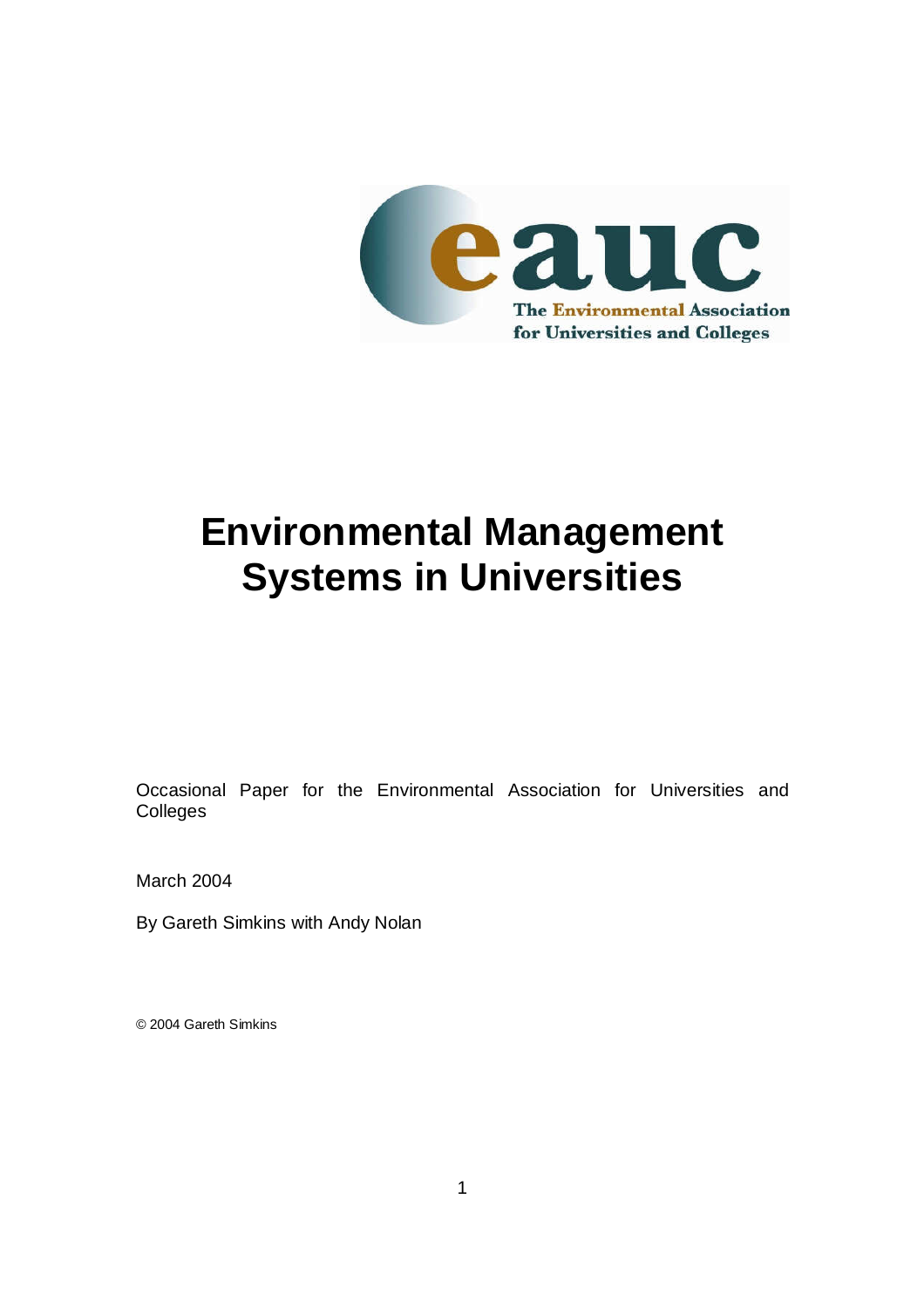eauc

The Environmental Association for Universities and Colleges

# Environmental Management Systems in Universities

Occasional Paper for the Environmental Association for Universities and Colleges

March 2004

By Gareth Simkins with Andy Nolan

© 2004 Gareth Simkins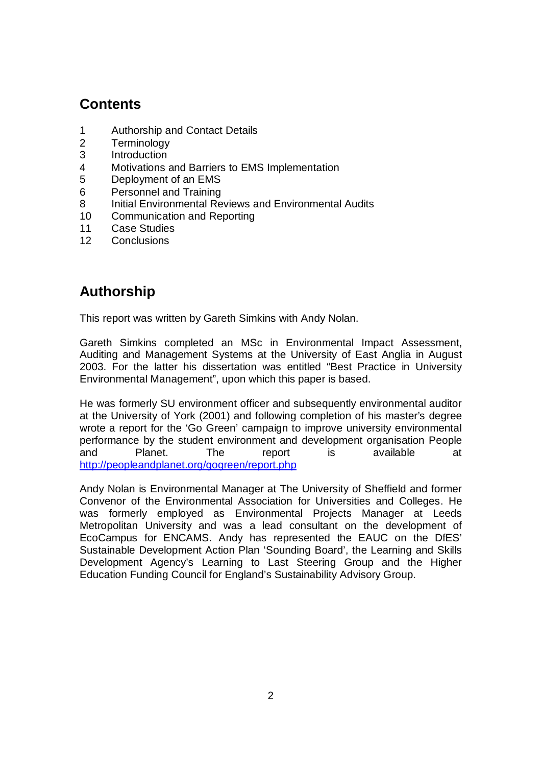## Contents

1 Authorship and Contact Details
2 Terminology
3 Introduction
4 Motivations and Barriers to EMS Implementation
5 Deployment of an EMS
6 Personnel and Training
8 Initial Environmental Reviews and Environmental Audits
10 Communication and Reporting
11 Case Studies
12 Conclusions

## Authorship

This report was written by Gareth Simkins with Andy Nolan.

Gareth Simkins completed an MSc in Environmental Impact Assessment, Auditing and Management Systems at the University of East Anglia in August 2003. For the latter his dissertation was entitled "Best Practice in University Environmental Management", upon which this paper is based.

He was formerly SU environment officer and subsequently environmental auditor at the University of York (2001) and following completion of his master's degree wrote a report for the 'Go Green' campaign to improve university environmental performance by the student environment and development organisation People and Planet. The report is available at http://peopleandplanet.org/gogreen/report.php

Andy Nolan is Environmental Manager at The University of Sheffield and former Convenor of the Environmental Association for Universities and Colleges. He was formerly employed as Environmental Projects Manager at Leeds Metropolitan University and was a lead consultant on the development of EcoCampus for ENCAMS. Andy has represented the EAUC on the DfES' Sustainable Development Action Plan 'Sounding Board', the Learning and Skills Development Agency's Learning to Last Steering Group and the Higher Education Funding Council for England's Sustainability Advisory Group.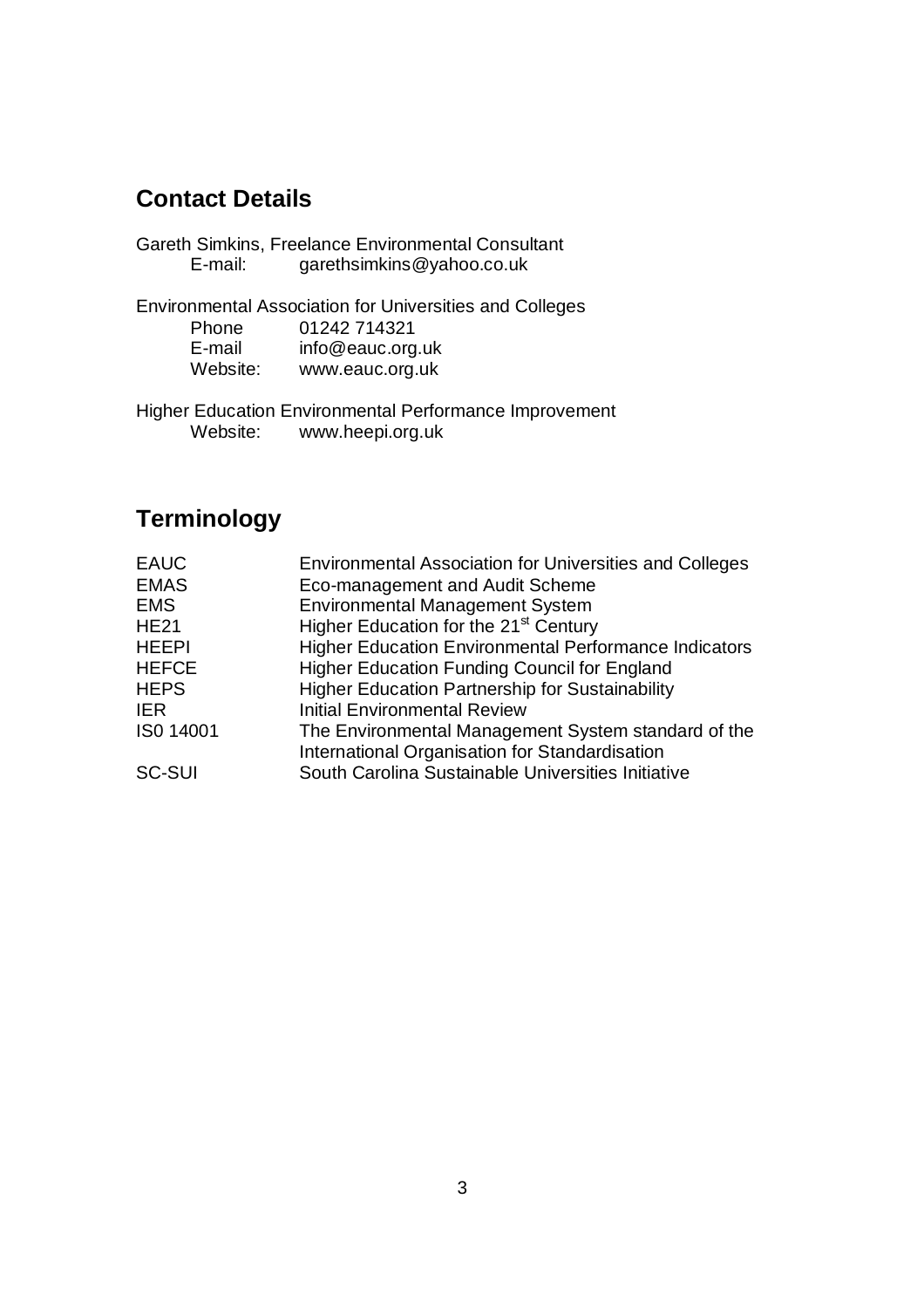## Contact Details

Gareth Simkins, Freelance Environmental Consultant
E-mail: garethsimkins@yahoo.co.uk

Environmental Association for Universities and Colleges
Phone 01242 714321
E-mail info@eauc.org.uk
Website: www.eauc.org.uk

Higher Education Environmental Performance Improvement
Website: www.heepi.org.uk

## Terminology

| | |
|---|---|
| EAUC | Environmental Association for Universities and Colleges |
| EMAS | Eco-management and Audit Scheme |
| EMS | Environmental Management System |
| HE21 | Higher Education for the 21st Century |
| HEEPI | Higher Education Environmental Performance Indicators |
| HEFCE | Higher Education Funding Council for England |
| HEPS | Higher Education Partnership for Sustainability |
| IER | Initial Environmental Review |
| IS0 14001 | The Environmental Management System standard of the International Organisation for Standardisation |
| SC-SUI | South Carolina Sustainable Universities Initiative |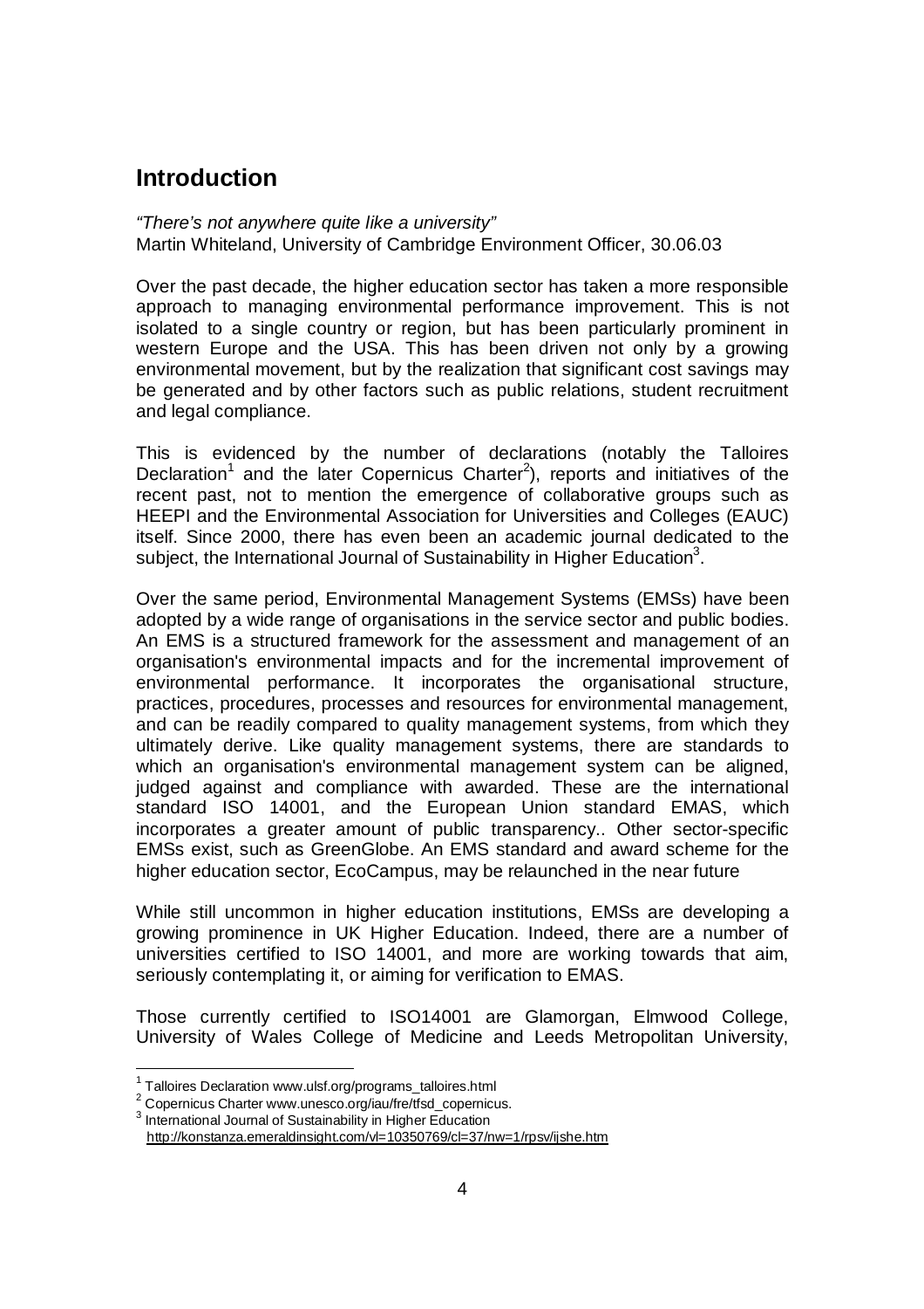# Introduction

*"There's not anywhere quite like a university"*
Martin Whiteland, University of Cambridge Environment Officer, 30.06.03

Over the past decade, the higher education sector has taken a more responsible approach to managing environmental performance improvement. This is not isolated to a single country or region, but has been particularly prominent in western Europe and the USA. This has been driven not only by a growing environmental movement, but by the realization that significant cost savings may be generated and by other factors such as public relations, student recruitment and legal compliance.

This is evidenced by the number of declarations (notably the Talloires Declaration[1] and the later Copernicus Charter[2]), reports and initiatives of the recent past, not to mention the emergence of collaborative groups such as HEEPI and the Environmental Association for Universities and Colleges (EAUC) itself. Since 2000, there has even been an academic journal dedicated to the subject, the International Journal of Sustainability in Higher Education[3].

Over the same period, Environmental Management Systems (EMSs) have been adopted by a wide range of organisations in the service sector and public bodies. An EMS is a structured framework for the assessment and management of an organisation's environmental impacts and for the incremental improvement of environmental performance. It incorporates the organisational structure, practices, procedures, processes and resources for environmental management, and can be readily compared to quality management systems, from which they ultimately derive. Like quality management systems, there are standards to which an organisation's environmental management system can be aligned, judged against and compliance with awarded. These are the international standard ISO 14001, and the European Union standard EMAS, which incorporates a greater amount of public transparency.. Other sector-specific EMSs exist, such as GreenGlobe. An EMS standard and award scheme for the higher education sector, EcoCampus, may be relaunched in the near future

While still uncommon in higher education institutions, EMSs are developing a growing prominence in UK Higher Education. Indeed, there are a number of universities certified to ISO 14001, and more are working towards that aim, seriously contemplating it, or aiming for verification to EMAS.

Those currently certified to ISO14001 are Glamorgan, Elmwood College, University of Wales College of Medicine and Leeds Metropolitan University,

---

[1] Talloires Declaration www.ulsf.org/programs_talloires.html
[2] Copernicus Charter www.unesco.org/iau/fre/tfsd_copernicus.
[3] International Journal of Sustainability in Higher Education http://konstanza.emeraldinsight.com/vl=10350769/cl=37/nw=1/rpsv/ijshe.htm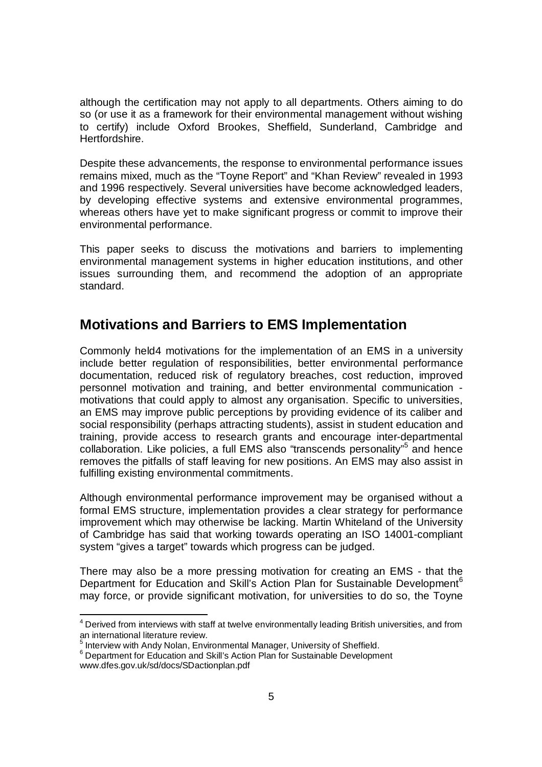although the certification may not apply to all departments. Others aiming to do so (or use it as a framework for their environmental management without wishing to certify) include Oxford Brookes, Sheffield, Sunderland, Cambridge and Hertfordshire.

Despite these advancements, the response to environmental performance issues remains mixed, much as the "Toyne Report" and "Khan Review" revealed in 1993 and 1996 respectively. Several universities have become acknowledged leaders, by developing effective systems and extensive environmental programmes, whereas others have yet to make significant progress or commit to improve their environmental performance.

This paper seeks to discuss the motivations and barriers to implementing environmental management systems in higher education institutions, and other issues surrounding them, and recommend the adoption of an appropriate standard.

## Motivations and Barriers to EMS Implementation

Commonly held4 motivations for the implementation of an EMS in a university include better regulation of responsibilities, better environmental performance documentation, reduced risk of regulatory breaches, cost reduction, improved personnel motivation and training, and better environmental communication - motivations that could apply to almost any organisation. Specific to universities, an EMS may improve public perceptions by providing evidence of its caliber and social responsibility (perhaps attracting students), assist in student education and training, provide access to research grants and encourage inter-departmental collaboration. Like policies, a full EMS also "transcends personality"[5] and hence removes the pitfalls of staff leaving for new positions. An EMS may also assist in fulfilling existing environmental commitments.

Although environmental performance improvement may be organised without a formal EMS structure, implementation provides a clear strategy for performance improvement which may otherwise be lacking. Martin Whiteland of the University of Cambridge has said that working towards operating an ISO 14001-compliant system "gives a target" towards which progress can be judged.

There may also be a more pressing motivation for creating an EMS - that the Department for Education and Skill's Action Plan for Sustainable Development[6] may force, or provide significant motivation, for universities to do so, the Toyne

---

[4] Derived from interviews with staff at twelve environmentally leading British universities, and from an international literature review.

[5] Interview with Andy Nolan, Environmental Manager, University of Sheffield.

[6] Department for Education and Skill's Action Plan for Sustainable Development www.dfes.gov.uk/sd/docs/SDactionplan.pdf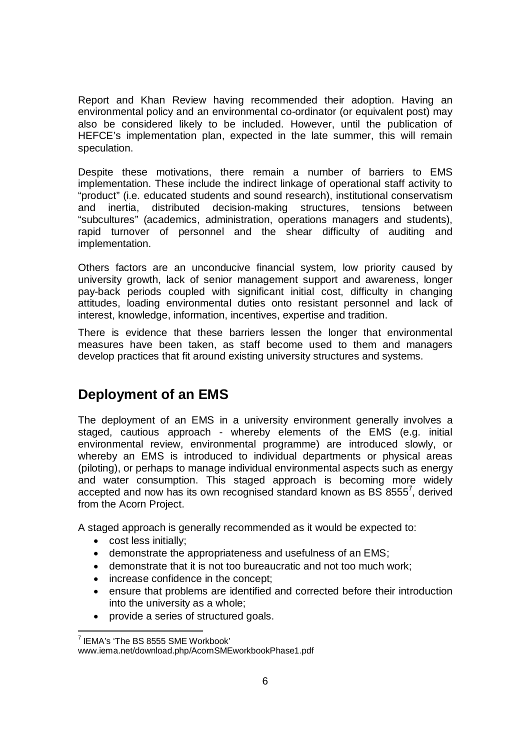Report and Khan Review having recommended their adoption. Having an environmental policy and an environmental co-ordinator (or equivalent post) may also be considered likely to be included. However, until the publication of HEFCE's implementation plan, expected in the late summer, this will remain speculation.

Despite these motivations, there remain a number of barriers to EMS implementation. These include the indirect linkage of operational staff activity to "product" (i.e. educated students and sound research), institutional conservatism and inertia, distributed decision-making structures, tensions between "subcultures" (academics, administration, operations managers and students), rapid turnover of personnel and the shear difficulty of auditing and implementation.

Others factors are an unconducive financial system, low priority caused by university growth, lack of senior management support and awareness, longer pay-back periods coupled with significant initial cost, difficulty in changing attitudes, loading environmental duties onto resistant personnel and lack of interest, knowledge, information, incentives, expertise and tradition.

There is evidence that these barriers lessen the longer that environmental measures have been taken, as staff become used to them and managers develop practices that fit around existing university structures and systems.

## Deployment of an EMS

The deployment of an EMS in a university environment generally involves a staged, cautious approach - whereby elements of the EMS (e.g. initial environmental review, environmental programme) are introduced slowly, or whereby an EMS is introduced to individual departments or physical areas (piloting), or perhaps to manage individual environmental aspects such as energy and water consumption. This staged approach is becoming more widely accepted and now has its own recognised standard known as BS 8555[7], derived from the Acorn Project.

A staged approach is generally recommended as it would be expected to:

- cost less initially;
- demonstrate the appropriateness and usefulness of an EMS;
- demonstrate that it is not too bureaucratic and not too much work;
- increase confidence in the concept;
- ensure that problems are identified and corrected before their introduction into the university as a whole;
- provide a series of structured goals.

[7] IEMA's 'The BS 8555 SME Workbook' www.iema.net/download.php/AcornSMEworkbookPhase1.pdf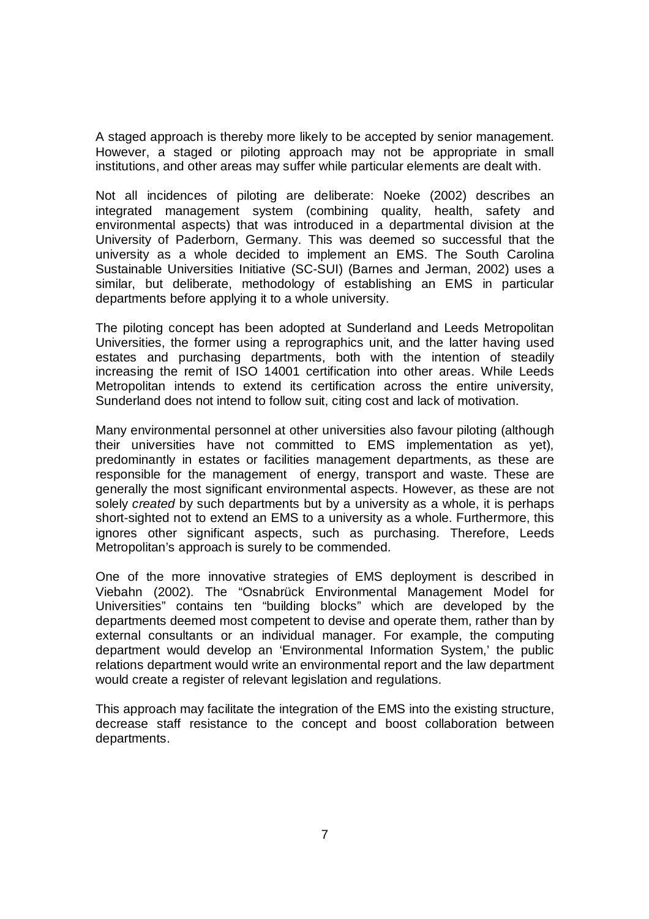A staged approach is thereby more likely to be accepted by senior management. However, a staged or piloting approach may not be appropriate in small institutions, and other areas may suffer while particular elements are dealt with.

Not all incidences of piloting are deliberate: Noeke (2002) describes an integrated management system (combining quality, health, safety and environmental aspects) that was introduced in a departmental division at the University of Paderborn, Germany. This was deemed so successful that the university as a whole decided to implement an EMS. The South Carolina Sustainable Universities Initiative (SC-SUI) (Barnes and Jerman, 2002) uses a similar, but deliberate, methodology of establishing an EMS in particular departments before applying it to a whole university.

The piloting concept has been adopted at Sunderland and Leeds Metropolitan Universities, the former using a reprographics unit, and the latter having used estates and purchasing departments, both with the intention of steadily increasing the remit of ISO 14001 certification into other areas. While Leeds Metropolitan intends to extend its certification across the entire university, Sunderland does not intend to follow suit, citing cost and lack of motivation.

Many environmental personnel at other universities also favour piloting (although their universities have not committed to EMS implementation as yet), predominantly in estates or facilities management departments, as these are responsible for the management of energy, transport and waste. These are generally the most significant environmental aspects. However, as these are not solely *created* by such departments but by a university as a whole, it is perhaps short-sighted not to extend an EMS to a university as a whole. Furthermore, this ignores other significant aspects, such as purchasing. Therefore, Leeds Metropolitan's approach is surely to be commended.

One of the more innovative strategies of EMS deployment is described in Viebahn (2002). The "Osnabrück Environmental Management Model for Universities" contains ten "building blocks" which are developed by the departments deemed most competent to devise and operate them, rather than by external consultants or an individual manager. For example, the computing department would develop an 'Environmental Information System,' the public relations department would write an environmental report and the law department would create a register of relevant legislation and regulations.

This approach may facilitate the integration of the EMS into the existing structure, decrease staff resistance to the concept and boost collaboration between departments.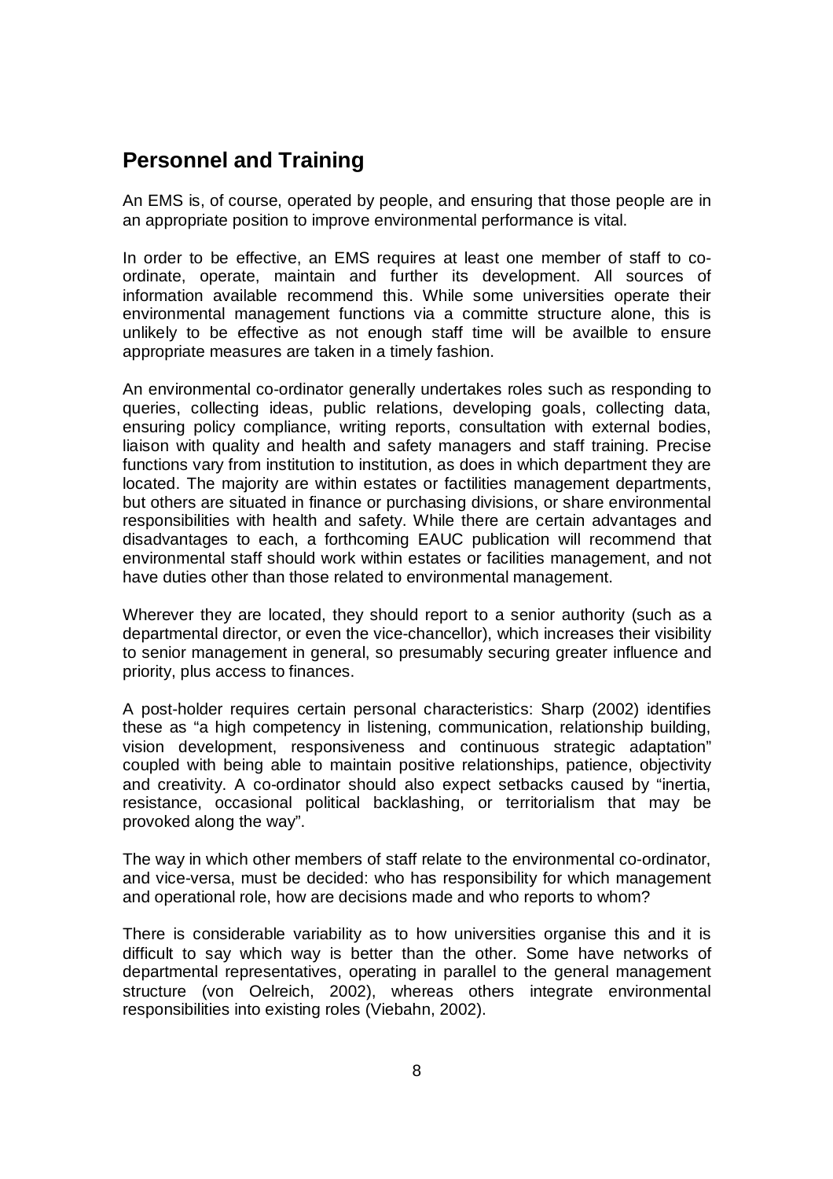## Personnel and Training

An EMS is, of course, operated by people, and ensuring that those people are in an appropriate position to improve environmental performance is vital.

In order to be effective, an EMS requires at least one member of staff to co-ordinate, operate, maintain and further its development. All sources of information available recommend this. While some universities operate their environmental management functions via a committe structure alone, this is unlikely to be effective as not enough staff time will be availble to ensure appropriate measures are taken in a timely fashion.

An environmental co-ordinator generally undertakes roles such as responding to queries, collecting ideas, public relations, developing goals, collecting data, ensuring policy compliance, writing reports, consultation with external bodies, liaison with quality and health and safety managers and staff training. Precise functions vary from institution to institution, as does in which department they are located. The majority are within estates or factilities management departments, but others are situated in finance or purchasing divisions, or share environmental responsibilities with health and safety. While there are certain advantages and disadvantages to each, a forthcoming EAUC publication will recommend that environmental staff should work within estates or facilities management, and not have duties other than those related to environmental management.

Wherever they are located, they should report to a senior authority (such as a departmental director, or even the vice-chancellor), which increases their visibility to senior management in general, so presumably securing greater influence and priority, plus access to finances.

A post-holder requires certain personal characteristics: Sharp (2002) identifies these as "a high competency in listening, communication, relationship building, vision development, responsiveness and continuous strategic adaptation" coupled with being able to maintain positive relationships, patience, objectivity and creativity. A co-ordinator should also expect setbacks caused by "inertia, resistance, occasional political backlashing, or territorialism that may be provoked along the way".

The way in which other members of staff relate to the environmental co-ordinator, and vice-versa, must be decided: who has responsibility for which management and operational role, how are decisions made and who reports to whom?

There is considerable variability as to how universities organise this and it is difficult to say which way is better than the other. Some have networks of departmental representatives, operating in parallel to the general management structure (von Oelreich, 2002), whereas others integrate environmental responsibilities into existing roles (Viebahn, 2002).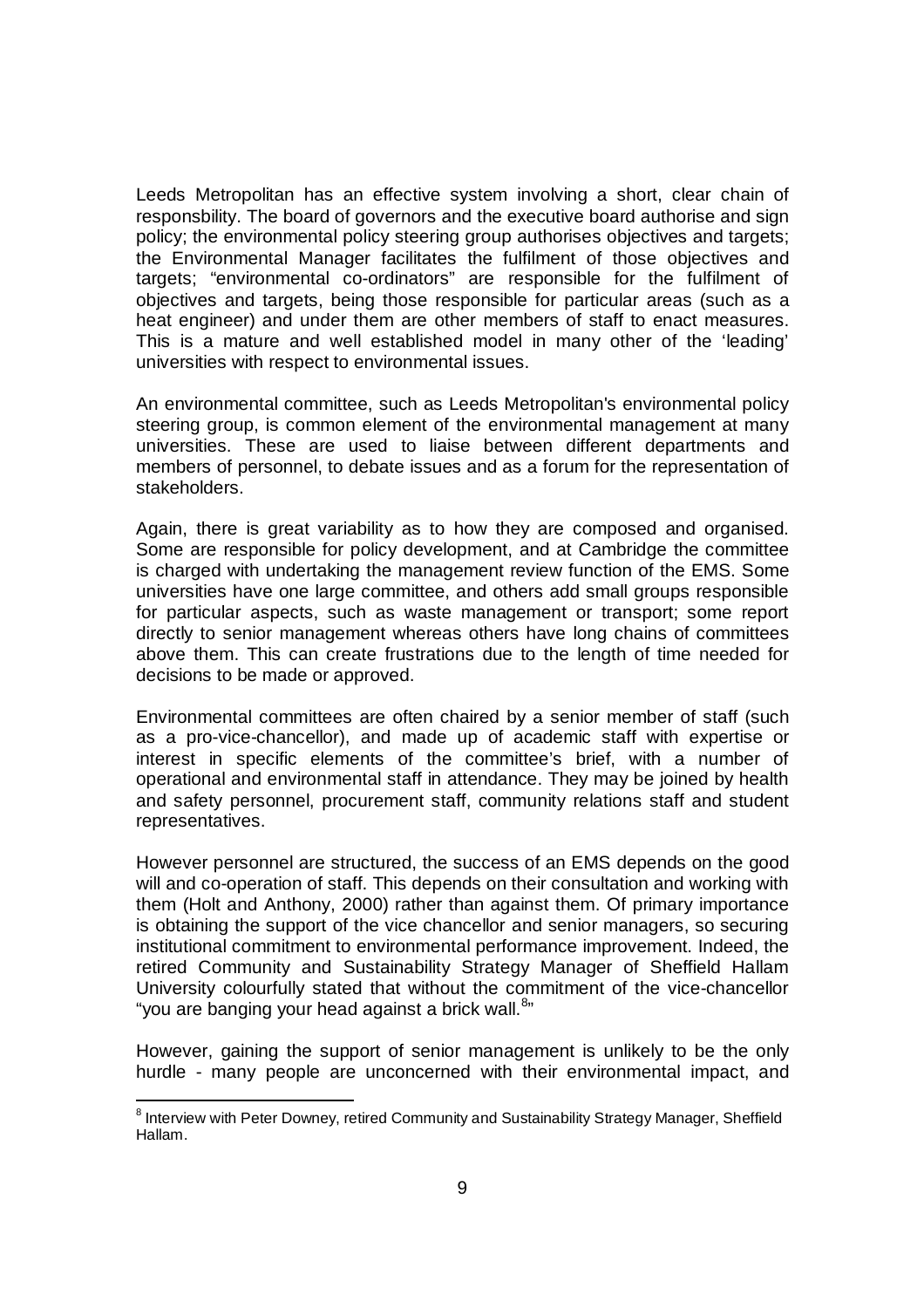Leeds Metropolitan has an effective system involving a short, clear chain of responsbility. The board of governors and the executive board authorise and sign policy; the environmental policy steering group authorises objectives and targets; the Environmental Manager facilitates the fulfilment of those objectives and targets; "environmental co-ordinators" are responsible for the fulfilment of objectives and targets, being those responsible for particular areas (such as a heat engineer) and under them are other members of staff to enact measures. This is a mature and well established model in many other of the 'leading' universities with respect to environmental issues.

An environmental committee, such as Leeds Metropolitan's environmental policy steering group, is common element of the environmental management at many universities. These are used to liaise between different departments and members of personnel, to debate issues and as a forum for the representation of stakeholders.

Again, there is great variability as to how they are composed and organised. Some are responsible for policy development, and at Cambridge the committee is charged with undertaking the management review function of the EMS. Some universities have one large committee, and others add small groups responsible for particular aspects, such as waste management or transport; some report directly to senior management whereas others have long chains of committees above them. This can create frustrations due to the length of time needed for decisions to be made or approved.

Environmental committees are often chaired by a senior member of staff (such as a pro-vice-chancellor), and made up of academic staff with expertise or interest in specific elements of the committee's brief, with a number of operational and environmental staff in attendance. They may be joined by health and safety personnel, procurement staff, community relations staff and student representatives.

However personnel are structured, the success of an EMS depends on the good will and co-operation of staff. This depends on their consultation and working with them (Holt and Anthony, 2000) rather than against them. Of primary importance is obtaining the support of the vice chancellor and senior managers, so securing institutional commitment to environmental performance improvement. Indeed, the retired Community and Sustainability Strategy Manager of Sheffield Hallam University colourfully stated that without the commitment of the vice-chancellor "you are banging your head against a brick wall.[8]"

However, gaining the support of senior management is unlikely to be the only hurdle - many people are unconcerned with their environmental impact, and

[8] Interview with Peter Downey, retired Community and Sustainability Strategy Manager, Sheffield Hallam.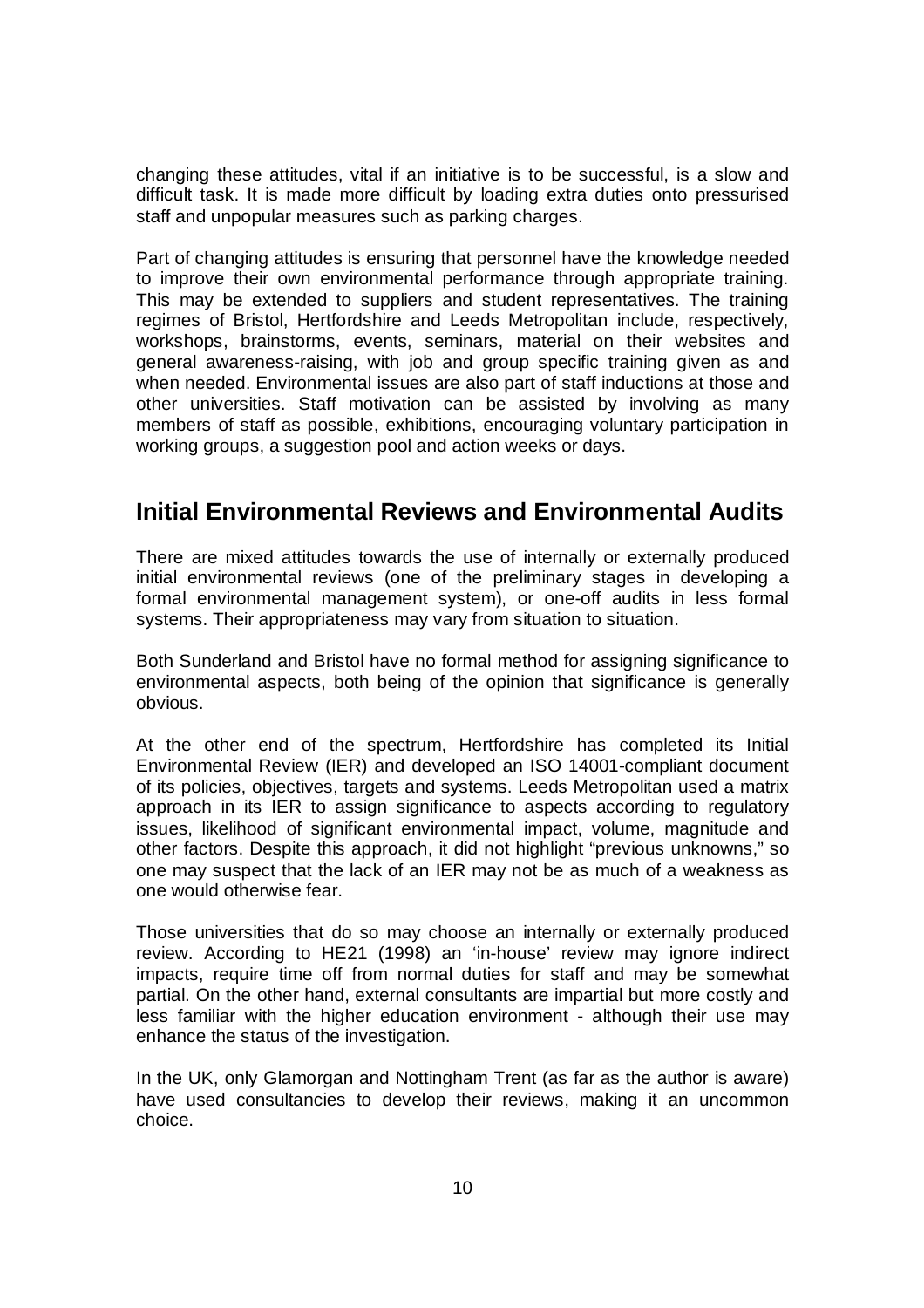changing these attitudes, vital if an initiative is to be successful, is a slow and difficult task. It is made more difficult by loading extra duties onto pressurised staff and unpopular measures such as parking charges.

Part of changing attitudes is ensuring that personnel have the knowledge needed to improve their own environmental performance through appropriate training. This may be extended to suppliers and student representatives. The training regimes of Bristol, Hertfordshire and Leeds Metropolitan include, respectively, workshops, brainstorms, events, seminars, material on their websites and general awareness-raising, with job and group specific training given as and when needed. Environmental issues are also part of staff inductions at those and other universities. Staff motivation can be assisted by involving as many members of staff as possible, exhibitions, encouraging voluntary participation in working groups, a suggestion pool and action weeks or days.

## Initial Environmental Reviews and Environmental Audits

There are mixed attitudes towards the use of internally or externally produced initial environmental reviews (one of the preliminary stages in developing a formal environmental management system), or one-off audits in less formal systems. Their appropriateness may vary from situation to situation.

Both Sunderland and Bristol have no formal method for assigning significance to environmental aspects, both being of the opinion that significance is generally obvious.

At the other end of the spectrum, Hertfordshire has completed its Initial Environmental Review (IER) and developed an ISO 14001-compliant document of its policies, objectives, targets and systems. Leeds Metropolitan used a matrix approach in its IER to assign significance to aspects according to regulatory issues, likelihood of significant environmental impact, volume, magnitude and other factors. Despite this approach, it did not highlight "previous unknowns," so one may suspect that the lack of an IER may not be as much of a weakness as one would otherwise fear.

Those universities that do so may choose an internally or externally produced review. According to HE21 (1998) an 'in-house' review may ignore indirect impacts, require time off from normal duties for staff and may be somewhat partial. On the other hand, external consultants are impartial but more costly and less familiar with the higher education environment - although their use may enhance the status of the investigation.

In the UK, only Glamorgan and Nottingham Trent (as far as the author is aware) have used consultancies to develop their reviews, making it an uncommon choice.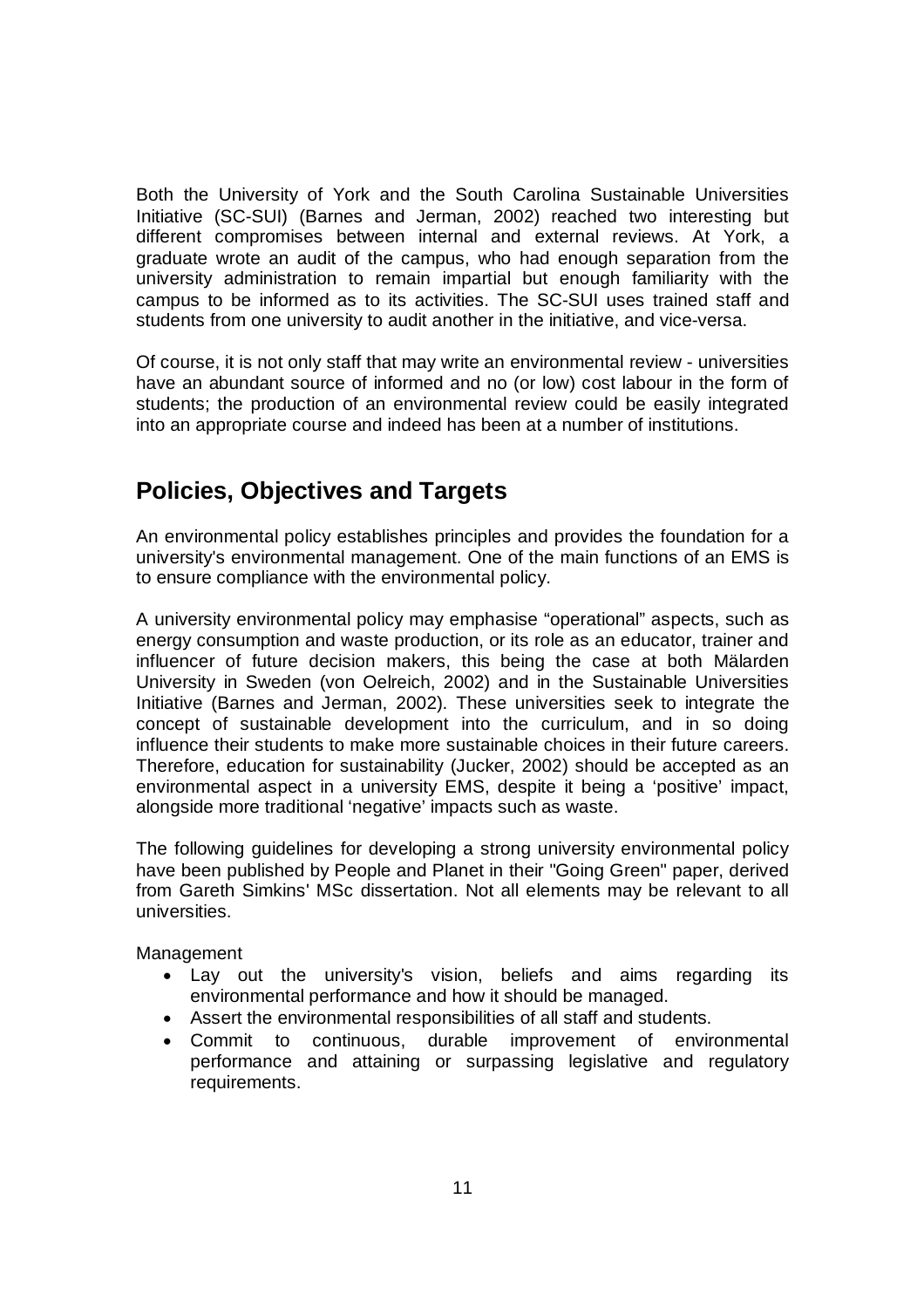Both the University of York and the South Carolina Sustainable Universities Initiative (SC-SUI) (Barnes and Jerman, 2002) reached two interesting but different compromises between internal and external reviews. At York, a graduate wrote an audit of the campus, who had enough separation from the university administration to remain impartial but enough familiarity with the campus to be informed as to its activities. The SC-SUI uses trained staff and students from one university to audit another in the initiative, and vice-versa.

Of course, it is not only staff that may write an environmental review - universities have an abundant source of informed and no (or low) cost labour in the form of students; the production of an environmental review could be easily integrated into an appropriate course and indeed has been at a number of institutions.

## Policies, Objectives and Targets

An environmental policy establishes principles and provides the foundation for a university's environmental management. One of the main functions of an EMS is to ensure compliance with the environmental policy.

A university environmental policy may emphasise "operational" aspects, such as energy consumption and waste production, or its role as an educator, trainer and influencer of future decision makers, this being the case at both Mälarden University in Sweden (von Oelreich, 2002) and in the Sustainable Universities Initiative (Barnes and Jerman, 2002). These universities seek to integrate the concept of sustainable development into the curriculum, and in so doing influence their students to make more sustainable choices in their future careers. Therefore, education for sustainability (Jucker, 2002) should be accepted as an environmental aspect in a university EMS, despite it being a 'positive' impact, alongside more traditional 'negative' impacts such as waste.

The following guidelines for developing a strong university environmental policy have been published by People and Planet in their "Going Green" paper, derived from Gareth Simkins' MSc dissertation. Not all elements may be relevant to all universities.

Management

- Lay out the university's vision, beliefs and aims regarding its environmental performance and how it should be managed.
- Assert the environmental responsibilities of all staff and students.
- Commit to continuous, durable improvement of environmental performance and attaining or surpassing legislative and regulatory requirements.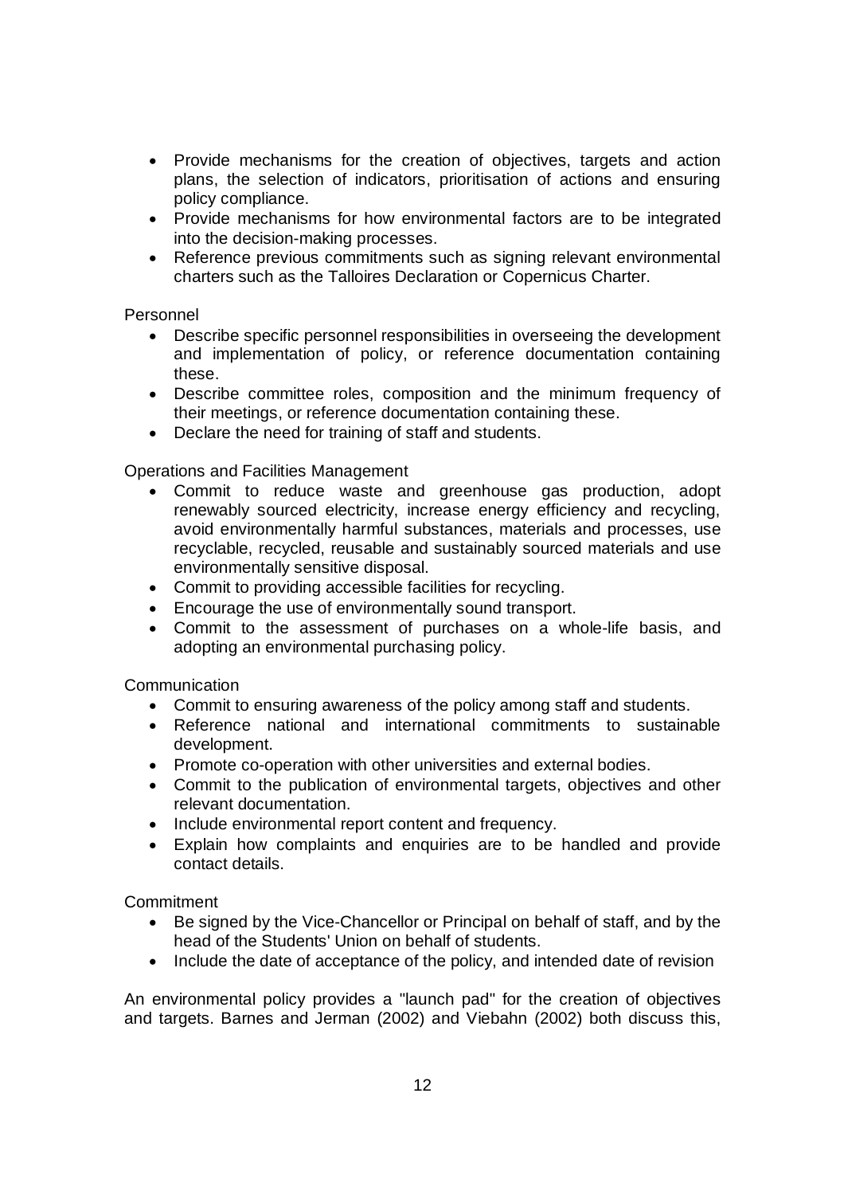- Provide mechanisms for the creation of objectives, targets and action plans, the selection of indicators, prioritisation of actions and ensuring policy compliance.
- Provide mechanisms for how environmental factors are to be integrated into the decision-making processes.
- Reference previous commitments such as signing relevant environmental charters such as the Talloires Declaration or Copernicus Charter.

Personnel

- Describe specific personnel responsibilities in overseeing the development and implementation of policy, or reference documentation containing these.
- Describe committee roles, composition and the minimum frequency of their meetings, or reference documentation containing these.
- Declare the need for training of staff and students.

Operations and Facilities Management

- Commit to reduce waste and greenhouse gas production, adopt renewably sourced electricity, increase energy efficiency and recycling, avoid environmentally harmful substances, materials and processes, use recyclable, recycled, reusable and sustainably sourced materials and use environmentally sensitive disposal.
- Commit to providing accessible facilities for recycling.
- Encourage the use of environmentally sound transport.
- Commit to the assessment of purchases on a whole-life basis, and adopting an environmental purchasing policy.

Communication

- Commit to ensuring awareness of the policy among staff and students.
- Reference national and international commitments to sustainable development.
- Promote co-operation with other universities and external bodies.
- Commit to the publication of environmental targets, objectives and other relevant documentation.
- Include environmental report content and frequency.
- Explain how complaints and enquiries are to be handled and provide contact details.

Commitment

- Be signed by the Vice-Chancellor or Principal on behalf of staff, and by the head of the Students' Union on behalf of students.
- Include the date of acceptance of the policy, and intended date of revision

An environmental policy provides a "launch pad" for the creation of objectives and targets. Barnes and Jerman (2002) and Viebahn (2002) both discuss this,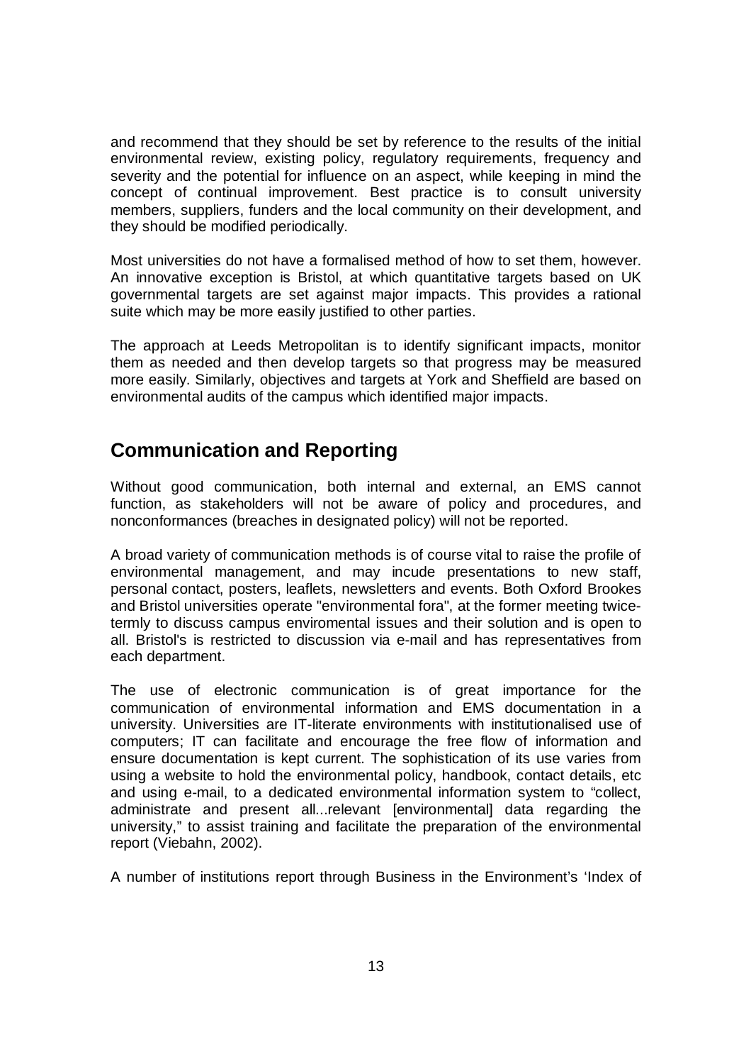and recommend that they should be set by reference to the results of the initial environmental review, existing policy, regulatory requirements, frequency and severity and the potential for influence on an aspect, while keeping in mind the concept of continual improvement. Best practice is to consult university members, suppliers, funders and the local community on their development, and they should be modified periodically.

Most universities do not have a formalised method of how to set them, however. An innovative exception is Bristol, at which quantitative targets based on UK governmental targets are set against major impacts. This provides a rational suite which may be more easily justified to other parties.

The approach at Leeds Metropolitan is to identify significant impacts, monitor them as needed and then develop targets so that progress may be measured more easily. Similarly, objectives and targets at York and Sheffield are based on environmental audits of the campus which identified major impacts.

## Communication and Reporting

Without good communication, both internal and external, an EMS cannot function, as stakeholders will not be aware of policy and procedures, and nonconformances (breaches in designated policy) will not be reported.

A broad variety of communication methods is of course vital to raise the profile of environmental management, and may incude presentations to new staff, personal contact, posters, leaflets, newsletters and events. Both Oxford Brookes and Bristol universities operate "environmental fora", at the former meeting twice-termly to discuss campus enviromental issues and their solution and is open to all. Bristol's is restricted to discussion via e-mail and has representatives from each department.

The use of electronic communication is of great importance for the communication of environmental information and EMS documentation in a university. Universities are IT-literate environments with institutionalised use of computers; IT can facilitate and encourage the free flow of information and ensure documentation is kept current. The sophistication of its use varies from using a website to hold the environmental policy, handbook, contact details, etc and using e-mail, to a dedicated environmental information system to "collect, administrate and present all...relevant [environmental] data regarding the university," to assist training and facilitate the preparation of the environmental report (Viebahn, 2002).

A number of institutions report through Business in the Environment's 'Index of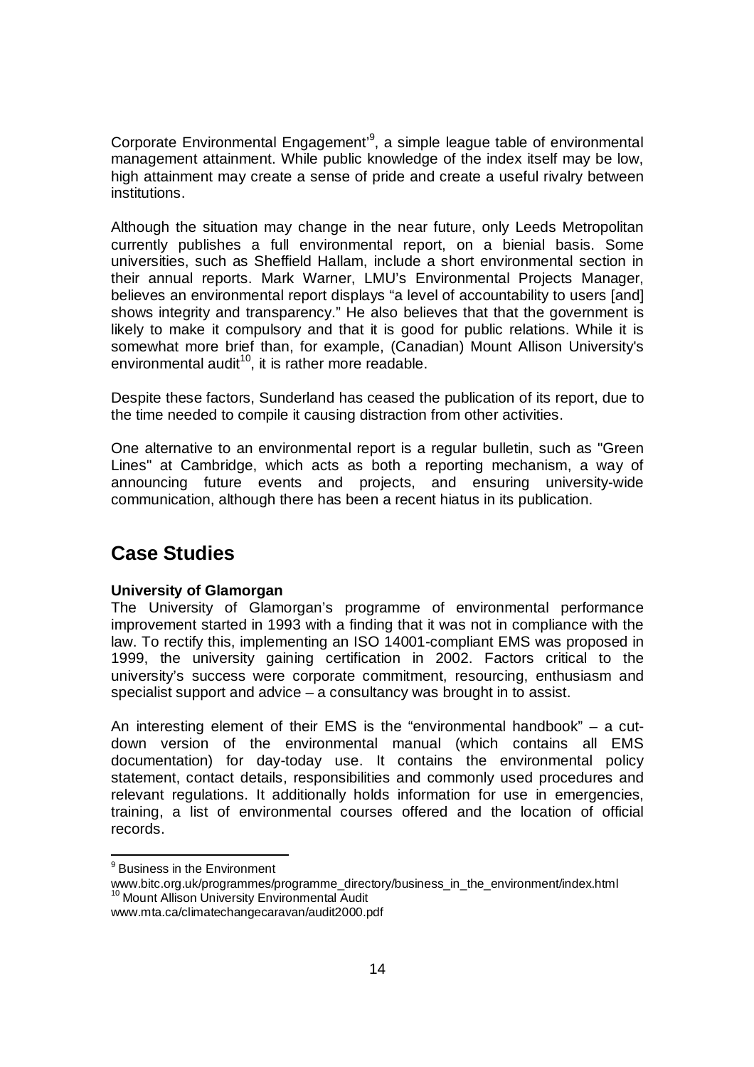Corporate Environmental Engagement'[9], a simple league table of environmental management attainment. While public knowledge of the index itself may be low, high attainment may create a sense of pride and create a useful rivalry between institutions.

Although the situation may change in the near future, only Leeds Metropolitan currently publishes a full environmental report, on a bienial basis. Some universities, such as Sheffield Hallam, include a short environmental section in their annual reports. Mark Warner, LMU's Environmental Projects Manager, believes an environmental report displays "a level of accountability to users [and] shows integrity and transparency." He also believes that that the government is likely to make it compulsory and that it is good for public relations. While it is somewhat more brief than, for example, (Canadian) Mount Allison University's environmental audit[10], it is rather more readable.

Despite these factors, Sunderland has ceased the publication of its report, due to the time needed to compile it causing distraction from other activities.

One alternative to an environmental report is a regular bulletin, such as "Green Lines" at Cambridge, which acts as both a reporting mechanism, a way of announcing future events and projects, and ensuring university-wide communication, although there has been a recent hiatus in its publication.

## Case Studies

**University of Glamorgan**

The University of Glamorgan's programme of environmental performance improvement started in 1993 with a finding that it was not in compliance with the law. To rectify this, implementing an ISO 14001-compliant EMS was proposed in 1999, the university gaining certification in 2002. Factors critical to the university's success were corporate commitment, resourcing, enthusiasm and specialist support and advice – a consultancy was brought in to assist.

An interesting element of their EMS is the "environmental handbook" – a cut-down version of the environmental manual (which contains all EMS documentation) for day-today use. It contains the environmental policy statement, contact details, responsibilities and commonly used procedures and relevant regulations. It additionally holds information for use in emergencies, training, a list of environmental courses offered and the location of official records.

---

[9] Business in the Environment
www.bitc.org.uk/programmes/programme_directory/business_in_the_environment/index.html

[10] Mount Allison University Environmental Audit
www.mta.ca/climatechangecaravan/audit2000.pdf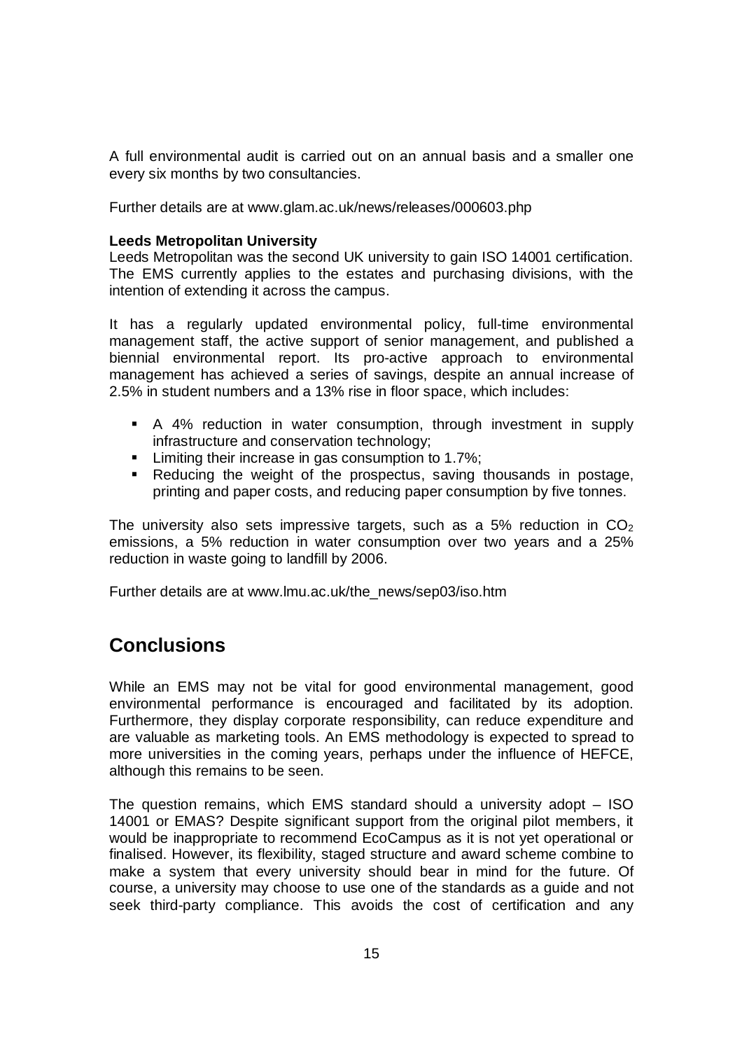A full environmental audit is carried out on an annual basis and a smaller one every six months by two consultancies.

Further details are at www.glam.ac.uk/news/releases/000603.php

**Leeds Metropolitan University**

Leeds Metropolitan was the second UK university to gain ISO 14001 certification. The EMS currently applies to the estates and purchasing divisions, with the intention of extending it across the campus.

It has a regularly updated environmental policy, full-time environmental management staff, the active support of senior management, and published a biennial environmental report. Its pro-active approach to environmental management has achieved a series of savings, despite an annual increase of 2.5% in student numbers and a 13% rise in floor space, which includes:

- A 4% reduction in water consumption, through investment in supply infrastructure and conservation technology;
- Limiting their increase in gas consumption to 1.7%;
- Reducing the weight of the prospectus, saving thousands in postage, printing and paper costs, and reducing paper consumption by five tonnes.

The university also sets impressive targets, such as a 5% reduction in $CO_2$ emissions, a 5% reduction in water consumption over two years and a 25% reduction in waste going to landfill by 2006.

Further details are at www.lmu.ac.uk/the_news/sep03/iso.htm

## Conclusions

While an EMS may not be vital for good environmental management, good environmental performance is encouraged and facilitated by its adoption. Furthermore, they display corporate responsibility, can reduce expenditure and are valuable as marketing tools. An EMS methodology is expected to spread to more universities in the coming years, perhaps under the influence of HEFCE, although this remains to be seen.

The question remains, which EMS standard should a university adopt – ISO 14001 or EMAS? Despite significant support from the original pilot members, it would be inappropriate to recommend EcoCampus as it is not yet operational or finalised. However, its flexibility, staged structure and award scheme combine to make a system that every university should bear in mind for the future. Of course, a university may choose to use one of the standards as a guide and not seek third-party compliance. This avoids the cost of certification and any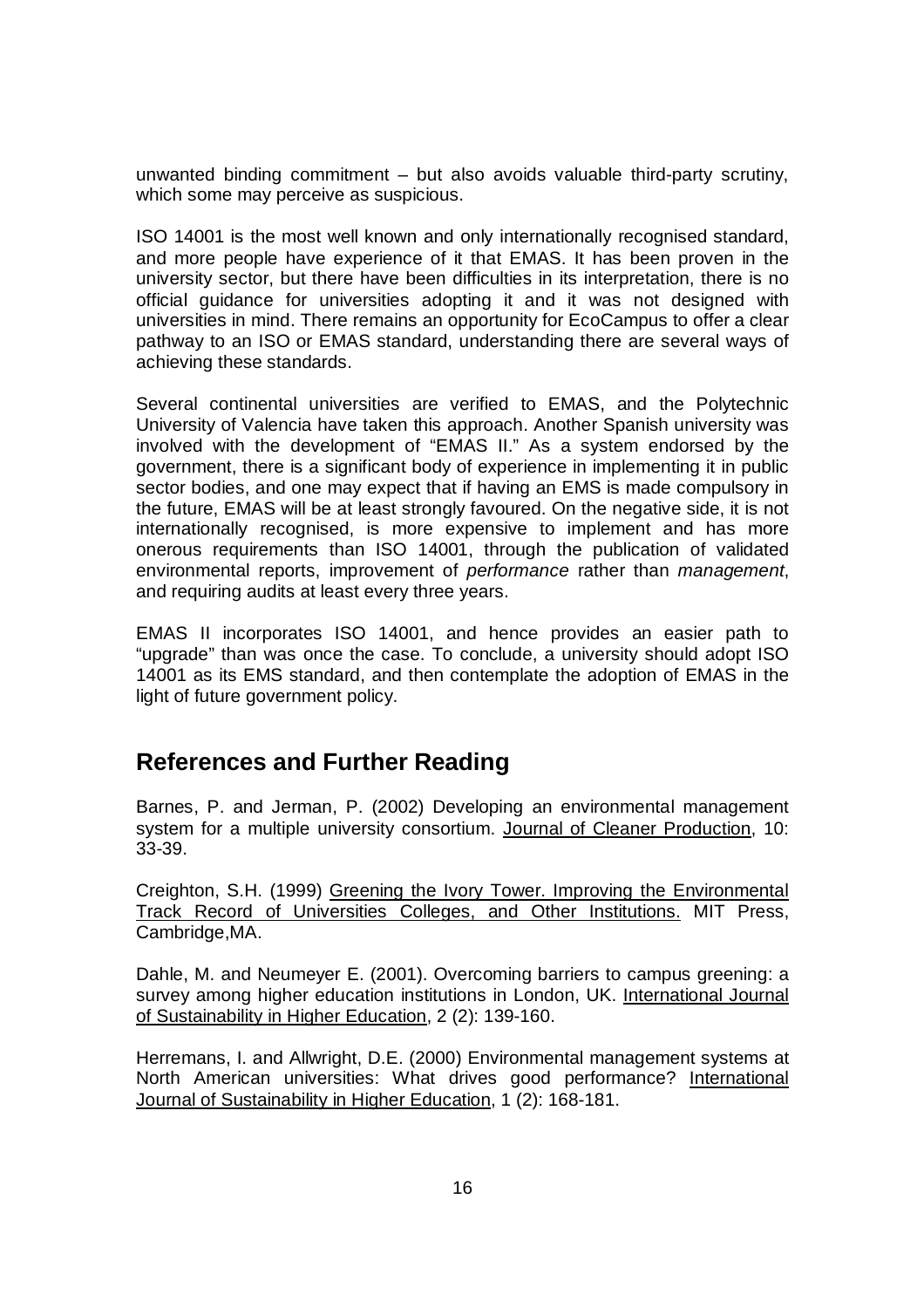unwanted binding commitment – but also avoids valuable third-party scrutiny, which some may perceive as suspicious.

ISO 14001 is the most well known and only internationally recognised standard, and more people have experience of it that EMAS. It has been proven in the university sector, but there have been difficulties in its interpretation, there is no official guidance for universities adopting it and it was not designed with universities in mind. There remains an opportunity for EcoCampus to offer a clear pathway to an ISO or EMAS standard, understanding there are several ways of achieving these standards.

Several continental universities are verified to EMAS, and the Polytechnic University of Valencia have taken this approach. Another Spanish university was involved with the development of "EMAS II." As a system endorsed by the government, there is a significant body of experience in implementing it in public sector bodies, and one may expect that if having an EMS is made compulsory in the future, EMAS will be at least strongly favoured. On the negative side, it is not internationally recognised, is more expensive to implement and has more onerous requirements than ISO 14001, through the publication of validated environmental reports, improvement of *performance* rather than *management*, and requiring audits at least every three years.

EMAS II incorporates ISO 14001, and hence provides an easier path to "upgrade" than was once the case. To conclude, a university should adopt ISO 14001 as its EMS standard, and then contemplate the adoption of EMAS in the light of future government policy.

## References and Further Reading

Barnes, P. and Jerman, P. (2002) Developing an environmental management system for a multiple university consortium. Journal of Cleaner Production, 10: 33-39.

Creighton, S.H. (1999) Greening the Ivory Tower. Improving the Environmental Track Record of Universities Colleges, and Other Institutions. MIT Press, Cambridge,MA.

Dahle, M. and Neumeyer E. (2001). Overcoming barriers to campus greening: a survey among higher education institutions in London, UK. International Journal of Sustainability in Higher Education, 2 (2): 139-160.

Herremans, I. and Allwright, D.E. (2000) Environmental management systems at North American universities: What drives good performance? International Journal of Sustainability in Higher Education, 1 (2): 168-181.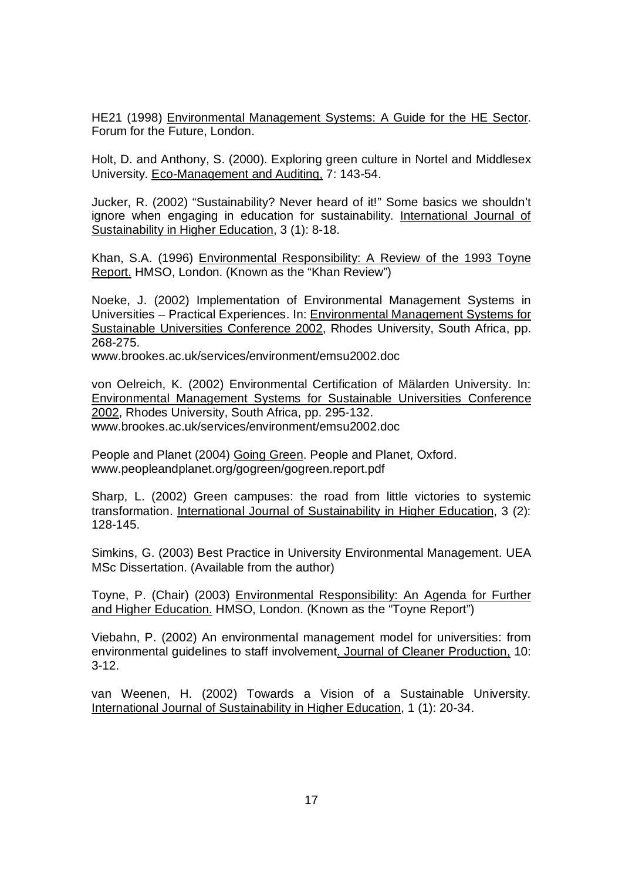HE21 (1998) Environmental Management Systems: A Guide for the HE Sector. Forum for the Future, London.

Holt, D. and Anthony, S. (2000). Exploring green culture in Nortel and Middlesex University. Eco-Management and Auditing, 7: 143-54.

Jucker, R. (2002) "Sustainability? Never heard of it!" Some basics we shouldn't ignore when engaging in education for sustainability. International Journal of Sustainability in Higher Education, 3 (1): 8-18.

Khan, S.A. (1996) Environmental Responsibility: A Review of the 1993 Toyne Report. HMSO, London. (Known as the "Khan Review")

Noeke, J. (2002) Implementation of Environmental Management Systems in Universities – Practical Experiences. In: Environmental Management Systems for Sustainable Universities Conference 2002, Rhodes University, South Africa, pp. 268-275.
www.brookes.ac.uk/services/environment/emsu2002.doc

von Oelreich, K. (2002) Environmental Certification of Mälarden University. In: Environmental Management Systems for Sustainable Universities Conference 2002, Rhodes University, South Africa, pp. 295-132.
www.brookes.ac.uk/services/environment/emsu2002.doc

People and Planet (2004) Going Green. People and Planet, Oxford.
www.peopleandplanet.org/gogreen/gogreen.report.pdf

Sharp, L. (2002) Green campuses: the road from little victories to systemic transformation. International Journal of Sustainability in Higher Education, 3 (2): 128-145.

Simkins, G. (2003) Best Practice in University Environmental Management. UEA MSc Dissertation. (Available from the author)

Toyne, P. (Chair) (2003) Environmental Responsibility: An Agenda for Further and Higher Education. HMSO, London. (Known as the "Toyne Report")

Viebahn, P. (2002) An environmental management model for universities: from environmental guidelines to staff involvement. Journal of Cleaner Production, 10: 3-12.

van Weenen, H. (2002) Towards a Vision of a Sustainable University. International Journal of Sustainability in Higher Education, 1 (1): 20-34.